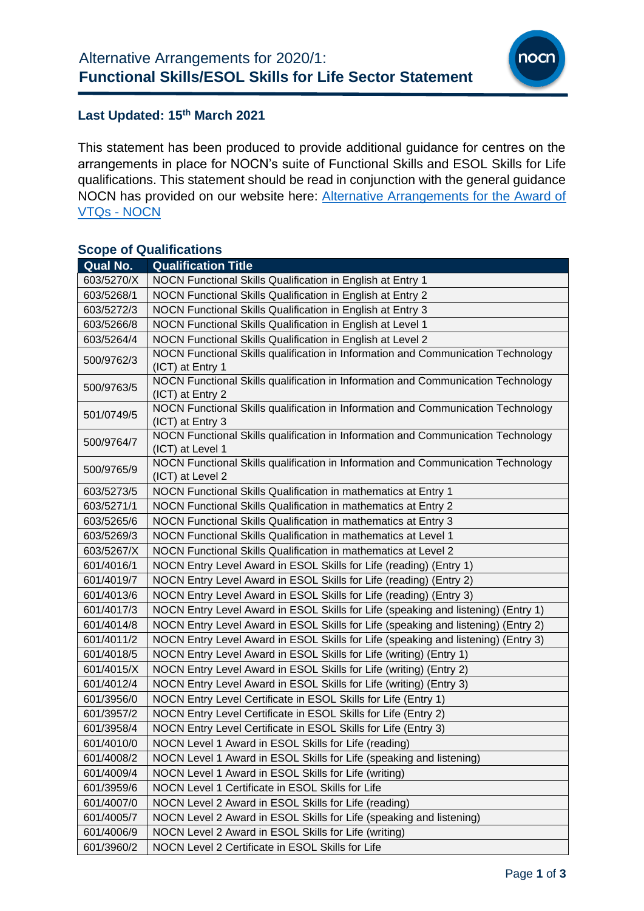# Alternative Arrangements for 2020/1: **Functional Skills/ESOL Skills for Life Sector Statement**

## Last Updated: 15th March 2021

This statement has been produced to provide additional guidance for centres on the arrangements in place for NOCN's suite of Functional Skills and ESOL Skills for Life qualifications. This statement should be read in conjunction with the general guidance NOCN has provided on our website here: [Alternative Arrangements for the Award of VTQs - NOCN]

### Scope of Qualifications

| Qual No. | Qualification Title |
|---|---|
| 603/5270/X | NOCN Functional Skills Qualification in English at Entry 1 |
| 603/5268/1 | NOCN Functional Skills Qualification in English at Entry 2 |
| 603/5272/3 | NOCN Functional Skills Qualification in English at Entry 3 |
| 603/5266/8 | NOCN Functional Skills Qualification in English at Level 1 |
| 603/5264/4 | NOCN Functional Skills Qualification in English at Level 2 |
| 500/9762/3 | NOCN Functional Skills qualification in Information and Communication Technology (ICT) at Entry 1 |
| 500/9763/5 | NOCN Functional Skills qualification in Information and Communication Technology (ICT) at Entry 2 |
| 501/0749/5 | NOCN Functional Skills qualification in Information and Communication Technology (ICT) at Entry 3 |
| 500/9764/7 | NOCN Functional Skills qualification in Information and Communication Technology (ICT) at Level 1 |
| 500/9765/9 | NOCN Functional Skills qualification in Information and Communication Technology (ICT) at Level 2 |
| 603/5273/5 | NOCN Functional Skills Qualification in mathematics at Entry 1 |
| 603/5271/1 | NOCN Functional Skills Qualification in mathematics at Entry 2 |
| 603/5265/6 | NOCN Functional Skills Qualification in mathematics at Entry 3 |
| 603/5269/3 | NOCN Functional Skills Qualification in mathematics at Level 1 |
| 603/5267/X | NOCN Functional Skills Qualification in mathematics at Level 2 |
| 601/4016/1 | NOCN Entry Level Award in ESOL Skills for Life (reading) (Entry 1) |
| 601/4019/7 | NOCN Entry Level Award in ESOL Skills for Life (reading) (Entry 2) |
| 601/4013/6 | NOCN Entry Level Award in ESOL Skills for Life (reading) (Entry 3) |
| 601/4017/3 | NOCN Entry Level Award in ESOL Skills for Life (speaking and listening) (Entry 1) |
| 601/4014/8 | NOCN Entry Level Award in ESOL Skills for Life (speaking and listening) (Entry 2) |
| 601/4011/2 | NOCN Entry Level Award in ESOL Skills for Life (speaking and listening) (Entry 3) |
| 601/4018/5 | NOCN Entry Level Award in ESOL Skills for Life (writing) (Entry 1) |
| 601/4015/X | NOCN Entry Level Award in ESOL Skills for Life (writing) (Entry 2) |
| 601/4012/4 | NOCN Entry Level Award in ESOL Skills for Life (writing) (Entry 3) |
| 601/3956/0 | NOCN Entry Level Certificate in ESOL Skills for Life (Entry 1) |
| 601/3957/2 | NOCN Entry Level Certificate in ESOL Skills for Life (Entry 2) |
| 601/3958/4 | NOCN Entry Level Certificate in ESOL Skills for Life (Entry 3) |
| 601/4010/0 | NOCN Level 1 Award in ESOL Skills for Life (reading) |
| 601/4008/2 | NOCN Level 1 Award in ESOL Skills for Life (speaking and listening) |
| 601/4009/4 | NOCN Level 1 Award in ESOL Skills for Life (writing) |
| 601/3959/6 | NOCN Level 1 Certificate in ESOL Skills for Life |
| 601/4007/0 | NOCN Level 2 Award in ESOL Skills for Life (reading) |
| 601/4005/7 | NOCN Level 2 Award in ESOL Skills for Life (speaking and listening) |
| 601/4006/9 | NOCN Level 2 Award in ESOL Skills for Life (writing) |
| 601/3960/2 | NOCN Level 2 Certificate in ESOL Skills for Life |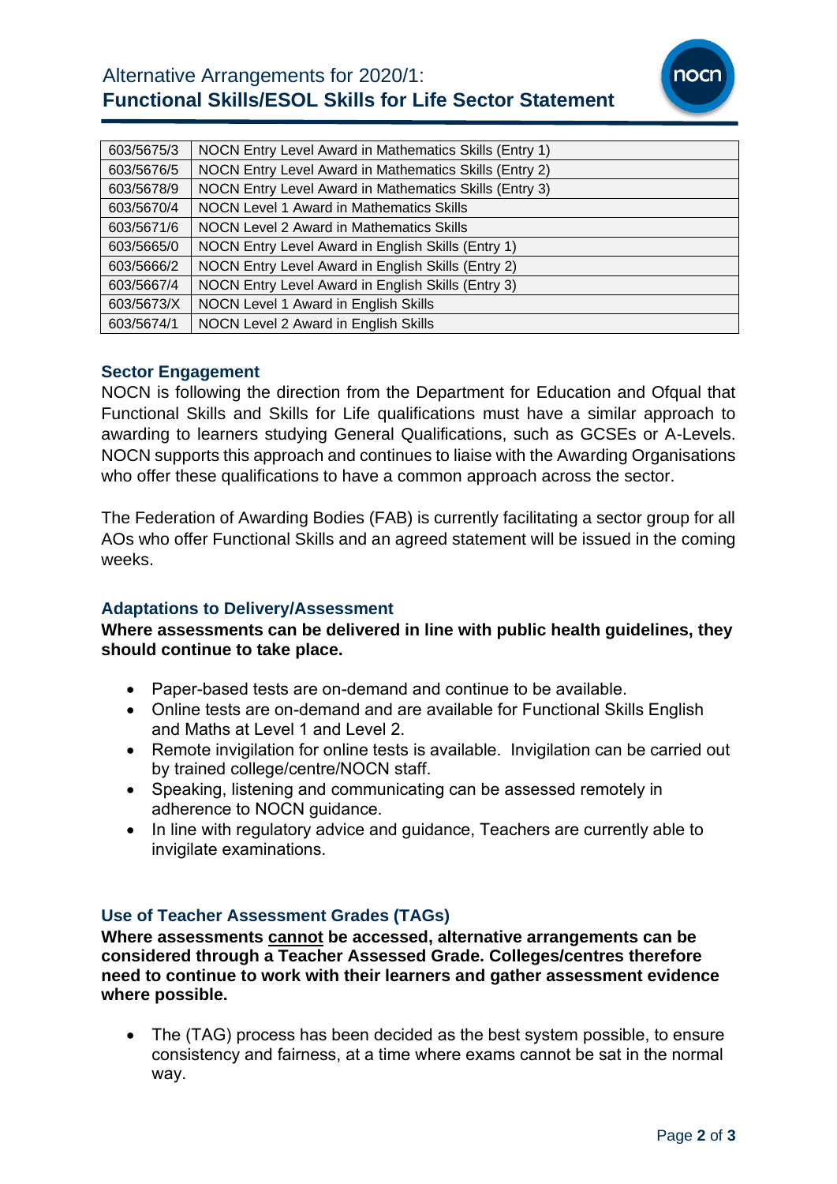| 603/5675/3 | NOCN Entry Level Award in Mathematics Skills (Entry 1) |
|---|---|
| 603/5676/5 | NOCN Entry Level Award in Mathematics Skills (Entry 2) |
| 603/5678/9 | NOCN Entry Level Award in Mathematics Skills (Entry 3) |
| 603/5670/4 | NOCN Level 1 Award in Mathematics Skills |
| 603/5671/6 | NOCN Level 2 Award in Mathematics Skills |
| 603/5665/0 | NOCN Entry Level Award in English Skills (Entry 1) |
| 603/5666/2 | NOCN Entry Level Award in English Skills (Entry 2) |
| 603/5667/4 | NOCN Entry Level Award in English Skills (Entry 3) |
| 603/5673/X | NOCN Level 1 Award in English Skills |
| 603/5674/1 | NOCN Level 2 Award in English Skills |

## Sector Engagement

NOCN is following the direction from the Department for Education and Ofqual that Functional Skills and Skills for Life qualifications must have a similar approach to awarding to learners studying General Qualifications, such as GCSEs or A-Levels. NOCN supports this approach and continues to liaise with the Awarding Organisations who offer these qualifications to have a common approach across the sector.

The Federation of Awarding Bodies (FAB) is currently facilitating a sector group for all AOs who offer Functional Skills and an agreed statement will be issued in the coming weeks.

## Adaptations to Delivery/Assessment

**Where assessments can be delivered in line with public health guidelines, they should continue to take place.**

- Paper-based tests are on-demand and continue to be available.
- Online tests are on-demand and are available for Functional Skills English and Maths at Level 1 and Level 2.
- Remote invigilation for online tests is available. Invigilation can be carried out by trained college/centre/NOCN staff.
- Speaking, listening and communicating can be assessed remotely in adherence to NOCN guidance.
- In line with regulatory advice and guidance, Teachers are currently able to invigilate examinations.

## Use of Teacher Assessment Grades (TAGs)

**Where assessments <u>cannot</u> be accessed, alternative arrangements can be considered through a Teacher Assessed Grade. Colleges/centres therefore need to continue to work with their learners and gather assessment evidence where possible.**

- The (TAG) process has been decided as the best system possible, to ensure consistency and fairness, at a time where exams cannot be sat in the normal way.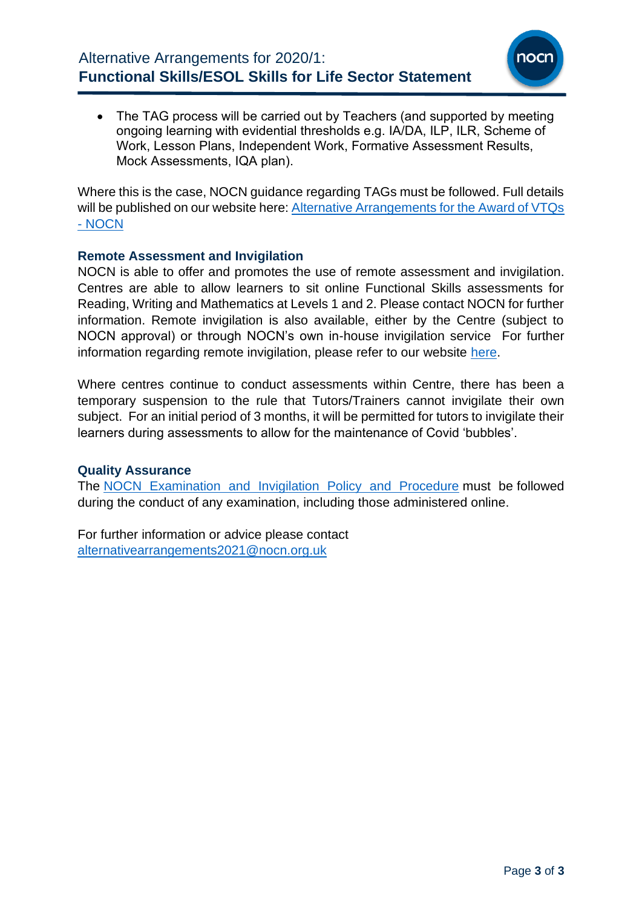- The TAG process will be carried out by Teachers (and supported by meeting ongoing learning with evidential thresholds e.g. IA/DA, ILP, ILR, Scheme of Work, Lesson Plans, Independent Work, Formative Assessment Results, Mock Assessments, IQA plan).

Where this is the case, NOCN guidance regarding TAGs must be followed. Full details will be published on our website here: Alternative Arrangements for the Award of VTQs - NOCN

**Remote Assessment and Invigilation**

NOCN is able to offer and promotes the use of remote assessment and invigilation. Centres are able to allow learners to sit online Functional Skills assessments for Reading, Writing and Mathematics at Levels 1 and 2. Please contact NOCN for further information. Remote invigilation is also available, either by the Centre (subject to NOCN approval) or through NOCN's own in-house invigilation service For further information regarding remote invigilation, please refer to our website here.

Where centres continue to conduct assessments within Centre, there has been a temporary suspension to the rule that Tutors/Trainers cannot invigilate their own subject. For an initial period of 3 months, it will be permitted for tutors to invigilate their learners during assessments to allow for the maintenance of Covid 'bubbles'.

**Quality Assurance**

The NOCN Examination and Invigilation Policy and Procedure must be followed during the conduct of any examination, including those administered online.

For further information or advice please contact alternativearrangements2021@nocn.org.uk